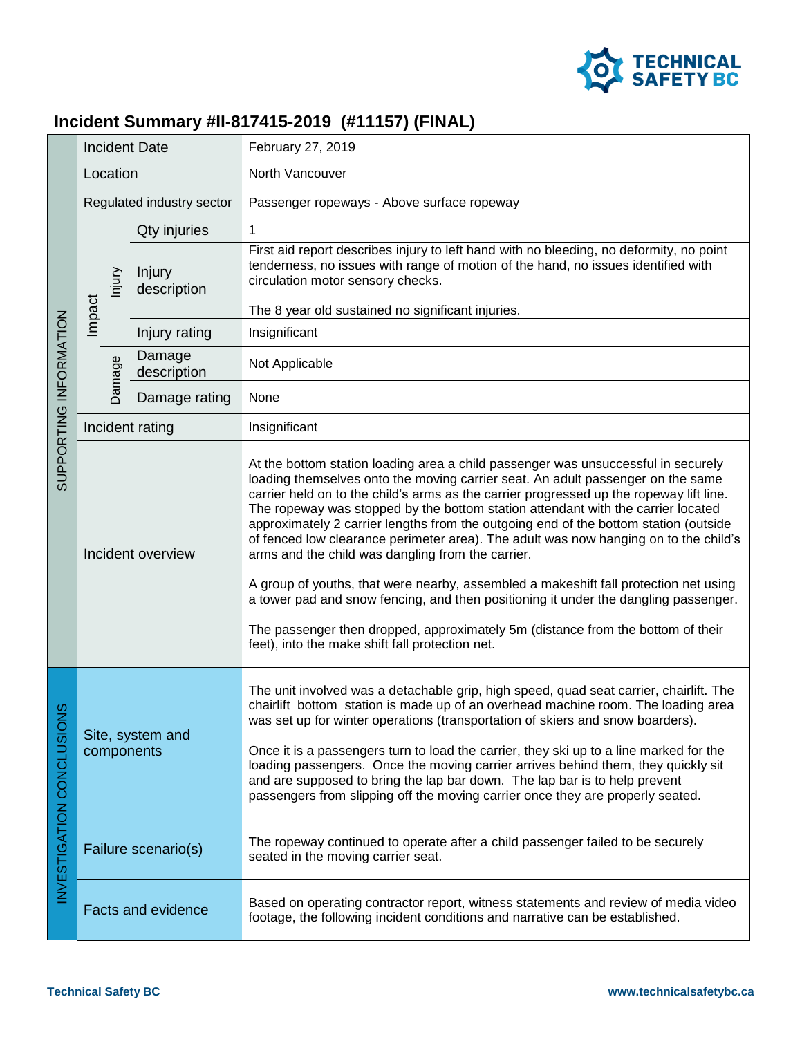# Incident Summary #II-817415-2019 (#11157) (FINAL)

| Section | Field | | Details |
|---|---|---|---|
| SUPPORTING INFORMATION | Incident Date | | February 27, 2019 |
| | Location | | North Vancouver |
| | Regulated industry sector | | Passenger ropeways - Above surface ropeway |
| | Impact – Injury | Qty injuries | 1 |
| | | Injury description | First aid report describes injury to left hand with no bleeding, no deformity, no point tenderness, no issues with range of motion of the hand, no issues identified with circulation motor sensory checks.<br><br>The 8 year old sustained no significant injuries. |
| | | Injury rating | Insignificant |
| | Impact – Damage | Damage description | Not Applicable |
| | | Damage rating | None |
| | Incident rating | | Insignificant |
| | Incident overview | | At the bottom station loading area a child passenger was unsuccessful in securely loading themselves onto the moving carrier seat. An adult passenger on the same carrier held on to the child's arms as the carrier progressed up the ropeway lift line. The ropeway was stopped by the bottom station attendant with the carrier located approximately 2 carrier lengths from the outgoing end of the bottom station (outside of fenced low clearance perimeter area). The adult was now hanging on to the child's arms and the child was dangling from the carrier.<br><br>A group of youths, that were nearby, assembled a makeshift fall protection net using a tower pad and snow fencing, and then positioning it under the dangling passenger.<br><br>The passenger then dropped, approximately 5m (distance from the bottom of their feet), into the make shift fall protection net. |
| INVESTIGATION CONCLUSIONS | Site, system and components | | The unit involved was a detachable grip, high speed, quad seat carrier, chairlift. The chairlift bottom station is made up of an overhead machine room. The loading area was set up for winter operations (transportation of skiers and snow boarders).<br><br>Once it is a passengers turn to load the carrier, they ski up to a line marked for the loading passengers. Once the moving carrier arrives behind them, they quickly sit and are supposed to bring the lap bar down. The lap bar is to help prevent passengers from slipping off the moving carrier once they are properly seated. |
| | Failure scenario(s) | | The ropeway continued to operate after a child passenger failed to be securely seated in the moving carrier seat. |
| | Facts and evidence | | Based on operating contractor report, witness statements and review of media video footage, the following incident conditions and narrative can be established. |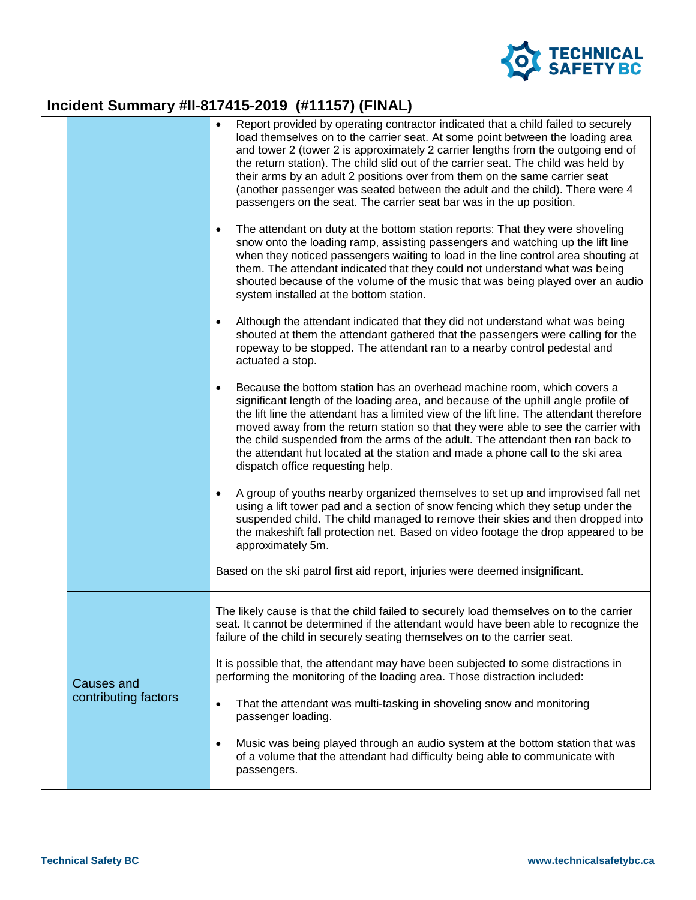# Incident Summary #II-817415-2019 (#11157) (FINAL)

| | |
|---|---|
| | • Report provided by operating contractor indicated that a child failed to securely load themselves on to the carrier seat. At some point between the loading area and tower 2 (tower 2 is approximately 2 carrier lengths from the outgoing end of the return station). The child slid out of the carrier seat. The child was held by their arms by an adult 2 positions over from them on the same carrier seat (another passenger was seated between the adult and the child). There were 4 passengers on the seat. The carrier seat bar was in the up position.<br><br>• The attendant on duty at the bottom station reports: That they were shoveling snow onto the loading ramp, assisting passengers and watching up the lift line when they noticed passengers waiting to load in the line control area shouting at them. The attendant indicated that they could not understand what was being shouted because of the volume of the music that was being played over an audio system installed at the bottom station.<br><br>• Although the attendant indicated that they did not understand what was being shouted at them the attendant gathered that the passengers were calling for the ropeway to be stopped. The attendant ran to a nearby control pedestal and actuated a stop.<br><br>• Because the bottom station has an overhead machine room, which covers a significant length of the loading area, and because of the uphill angle profile of the lift line the attendant has a limited view of the lift line. The attendant therefore moved away from the return station so that they were able to see the carrier with the child suspended from the arms of the adult. The attendant then ran back to the attendant hut located at the station and made a phone call to the ski area dispatch office requesting help.<br><br>• A group of youths nearby organized themselves to set up and improvised fall net using a lift tower pad and a section of snow fencing which they setup under the suspended child. The child managed to remove their skies and then dropped into the makeshift fall protection net. Based on video footage the drop appeared to be approximately 5m.<br><br>Based on the ski patrol first aid report, injuries were deemed insignificant. |
| Causes and contributing factors | The likely cause is that the child failed to securely load themselves on to the carrier seat. It cannot be determined if the attendant would have been able to recognize the failure of the child in securely seating themselves on to the carrier seat.<br><br>It is possible that, the attendant may have been subjected to some distractions in performing the monitoring of the loading area. Those distraction included:<br><br>• That the attendant was multi-tasking in shoveling snow and monitoring passenger loading.<br><br>• Music was being played through an audio system at the bottom station that was of a volume that the attendant had difficulty being able to communicate with passengers. |